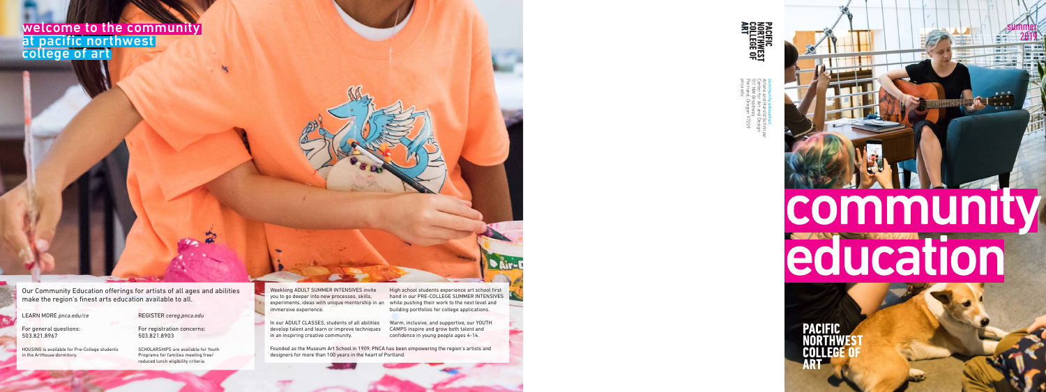# welcome to the community at pacific northwest college of art

Our Community Education offerings for artists of all ages and abilities make the region's finest arts education available to all.

LEARN MORE *pnca.edu/ce*

For general questions:
503.821.8967

HOUSING is available for Pre-College students in the ArtHouse dormitory.

REGISTER *cereg.pnca.edu*

For registration concerns:
503.821.8903

SCHOLARSHIPS are available for Youth Programs for families meeting free/reduced lunch eligibility criteria.

Weeklong ADULT SUMMER INTENSIVES invite you to go deeper into new processes, skills, experiments, ideas with unique mentorship in an immersive experience.

In our ADULT CLASSES, students of all abilities develop talent and learn or improve techniques in an inspiring creative community.

High school students experience art school first hand in our PRE-COLLEGE SUMMER INTENSIVES while pushing their work to the next level and building portfolios for college applications.

Warm, inclusive, and supportive, our YOUTH CAMPS inspire and grow both talent and confidence in young people ages 4–14.

Founded as the Museum Art School in 1909, PNCA has been empowering the region's artists and designers for more than 100 years in the heart of Portland.

PACIFIC NORTHWEST COLLEGE OF ART

community education
Arlene and Harold Schnitzer
Center for Art and Design
511 NW Broadway
Portland, Oregon 97209
pnca.edu

summer 2019

# community education

PACIFIC NORTHWEST COLLEGE OF ART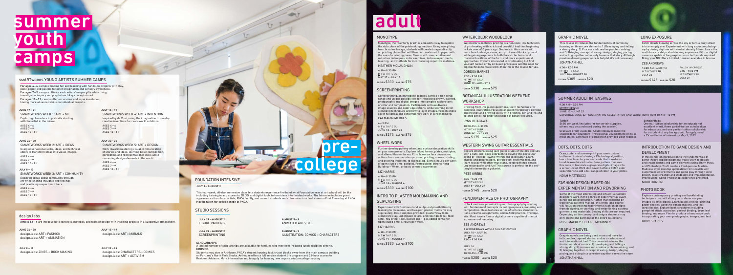# summer youth camps

## SMARTWORKS YOUNG ARTISTS SUMMER CAMPS

**For ages 4–6**, camps combine fun and learning with hands-on projects with clay, paint, paper, and pastels to foster imagination and sensory awareness.
**For ages 7–9**, camps cultivate each artists' unique gifts while using investigative inquiry and play to teach key concepts in art.
**For ages 10–11**, camps offer excursions and experimentation, honing more advanced skills on individual projects.

**JUNE 17–21**
SMARTWORKS WEEK 1: ART + ME
Capturing characters in portraits starting with the artist in the mirror.
AGES 4–6
AGES 7–9
AGES 10–11

**JUNE 24–28**
SMARTWORKS WEEK 2: ART + IDEAS
Using observational skills, ideas, and technical ability to transform ideas into visual images.
AGES 4–6
AGES 7–9
AGES 10–11

**JULY 8–12**
SMARTWORKS WEEK 3: ART + COMMUNITY
Exploring ideas about community through art while sharing thoughts and feelings and practicing respect for others.
AGES 4–6
AGES 7–9
AGES 10–11

**JULY 15–19**
SMARTWORKS WEEK 4: ART + INVENTION
Inspired by da Vinci, using the imagination to develop creative inventions for real–world solutions.
AGES 4–6
AGES 7–9
AGES 10–11

**JULY 22–26**
SMARTWORKS WEEK 5: ART + DESIGN
Work toward mastering visual communication of stories and ideas, learning basic composition, perception, and representational skills while recreating design elements in the world.
AGES 4–6
AGES 7–9
AGES 10–11

## design.labs

**Artists 12–14** are introduced to concepts, methods, and tools of design with inspiring projects in a supportive atmosphere.

**JUNE 24–28**
design.labs: ART+FASHION
design.labs: ART + ANIMATION

**JULY 8–12**
design.labs: ZINES + BOOK MAKING

**JULY 15–19**
design.labs: ART+MURALS

**JULY 22–26**
design.labs: CHARACTERS+COMICS
design.labs: ART + ACTIVISM

# pre-college

## FOUNDATION INTENSIVE

**JULY 8–AUGUST 2**

This four-week, all-day immersive class lets students experience firsthand what Foundation year at art school will be like including training in and access to 2D, 3D, and digital tools to turn ideas into finished works. The Intensive includes guest appearances from local artists, PNCA faculty, and current students and culminates in a final show on First Thursday at PNCA. **May be taken for college credit at PNCA.**

## STUDIO SESSIONS

**JULY 29–AUGUST 2**
FIGURE PAINTING

**JULY 29–AUGUST 2**
SCREENPRINTING

**AUGUST 5–9**
ANIMATED ARTS: 2D

**AUGUST 5–9**
ILLUSTRATION: COMICS + CHARACTERS

**SCHOLARSHIPS**
A limited number of scholarships are available for families who meet free/reduced lunch eligibility criteria.

**HOUSING**
Students may stay in ArtHouse, PNCA's student housing facility just blocks away from the main campus building on Portland's North Park Blocks. ArtHouse offers a full service student life program and 24-hour access to Resident Advisors. More information and to apply for housing, see *ce.pnca.edu/precollege-housing*

# adult

## MONOTYPE

Monotype, the "painterly print", is a beautiful way to explore the rich colors of the printmaking medium. Using everything from brushes to rags, students will create images directly on printing plates that will then be transferred to paper with the use of a printing press. Demos will cover additive and reductive techniques, color exercises, texture experiments, layering, and methods for incorporating repetitive matrices.

HEATHER MCLAUGHLIN
6:30–9:30 PM
**M** T W TH F S SU
MAY 27–JULY 15
TUITION $330 LAB FEE $75

## SCREENPRINTING

Screenprinting, an immediate process, carries a rich serial range and unique possibilities for translating drawn, painted, photographic and digital images into complex explorations of color and composition. Participants will use diverse image sources and color applications, while learning direct stenciling techniques and how to layer images. Presentations cover historical and contemporary work in screenprinting.

PALMARIN MERGES
6–9 PM
M **T** W TH F S SU
JUNE 18–JULY 23
TUITION $275 LAB FEE $75

## WHEEL WORK

Further develop pottery wheel and surface decoration skills on your own projects. Explore lidded forms, plates, multiples, and altered thrown forms. Plus, learn surface decoration options from custom stamps, mono printing, screen printing, and drawing transfers, to slip trailing. Extra 4 hours per week of open studio time, optional. Prerequisite: Intro to Hand Building + Wheel, or basic ceramic experience.

LIZ HARRIS
6:30–9:30 PM
M **T** W TH F S SU
JUNE 18–AUGUST 6
TUITION $330 LAB FEE $100

## INTRO TO PLASTER MOLDMAKING AND SLIPCASTING

Experiment with functional and sculptural possibilities by learning to make one- and two-part plaster molds for clay slip casting. Basic supplies provided: plaster/clay tools, stoneware clay, underglaze colors, and clear glaze (all food safe). You bring 1-gal. bucket and 1-gal. lidded container. Open studio time: 4 hours per week.

LIZ HARRIS
6:30–9:30 PM
M T **W** TH F S SU
JUNE 19–AUGUST 7
TUITION $330 LAB FEE $100

## WATERCOLOR WOODBLOCK

Watercolor woodblock printing is a non-toxic, low tech form of printmaking with a rich and beautiful tradition beginning in Asia over 400 years ago. Students in this course will learn how to design, carve, and print woodblocks by hand while gaining exposure to both the rich technical and material traditions of the form and more experimental approaches. If you're interested in printmaking but find yourself turned off by oil based processes and the need for big machines to make work, then this is the course for you.

GORDON BARNES
6:30–9:30 PM
M T **W** TH F S SU
JUNE 19–AUGUST 7
TUITION $330 LAB FEE $75

## BOTANICAL ILLUSTRATION WEEKEND WORKSHOP

Drawing from live plant specimens, learn techniques for botanical illustration. Focusing on plant morphology, develop observation and drawing skills with graphite, pen and ink and colored pencil. No prior knowledge of botany required.

LYNN KITAGAWA
10:00 AM–4:30 PM
M T W TH F **S SU**
JUNE 22–JUNE 23
TUITION $175 LAB FEE $25

## WESTERN SWING GUITAR ESSENTIALS

Explore Western Swing jazz guitar styles of the 30s and 40s with a note-and-bolts approach to playing this particular brand of "vintage" swing rhythm and lead guitar. Learn chords and progressions, get the right rhythmic feel, and learn to play with other musicians, keeping things simple, understandable, and fun! This course is perfect for the self-taught intermediate guitarist.

PETE KREBS
6:30–9:30 PM
**M** T W TH F S SU
JULY 8–JULY 29
TUITION $145 LAB FEE $20

## FUNDAMENTALS OF PHOTOGRAPHY

Unlock vast new potential in your photography by starting with fundamental concepts including exposure, metering and composition. Class features series of lectures, demonstrations, creative assignments, and in-field practice. Prerequisite: Must have a film or digital camera capable of manual exposure and metering.

ZEB ANDREWS
3 WEDNESDAYS WITH A SUNDAY OUTING
JULY 10–JULY 24
M T **W** TH F S SU
7:00–9:00 PM

JULY 14
M T W TH F S **SU**
10:00 AM–1:00 PM
TUITION $200 LAB FEE $20

## GRAPHIC NOVEL

This course introduces the fundamentals of comics by focusing on three core elements: 1) Developing and telling a strong story; 2) Process and creative problem solving; and 3) Bringing concept, drawing, design, staging, pacing, and acting together cohesively to serve that story. Although some formal drawing experience is helpful, it's not necessary.

JONATHAN HILL
6:00–8:30 PM
M **T** W TH F S SU
JULY 10–AUGUST 28
TUITION $305 LAB FEE $20

## LONG EXPOSURE

Catch clouds blowing across the sky or turn a busy street into an empty one. Experiment with long exposure photography during daytime with neutral density filters. Learn the math to accurately calculate long exposures. Film or digital camera capable of long exposures or bulb mode required. Bring your ND filters. Limited number available to borrow.

ZEB ANDREWS
12:00 AM–4:00 PM
M T W TH F S **SU**
JULY 23

FOLLOW UP CRITIQUE
7:00–9:00 PM
M T W **TH** F S SU
JULY 27
TUITION $145 LAB FEE $20

## SUMMER ADULT INTENSIVES

9:00 AM–5:00 PM
**M T W TH F S** SU
JUNE 17–JUNE 22
SATURDAY, JUNE 22–CULMINATING CELEBRATION AND EXHIBITION FROM 10 AM–12 PM

**Tuition**
$450 per week (includes fee for certain supplies, others may be purchased during the session)
Graduate credit available. Adult Intensives meet the standards for Educators' Professional Development Units in most states. Certificate of completion provided upon request.

**Scholarships**
One full-tuition scholarship for an educator of excellent merit, three partial-tuition scholarships for educators, and one partial-tuition scholarship for a student of any background. To apply, send a CV and letter of interest by May 1, 2019.

## DOTS, DOTS, DOTS

Draw, code, and screen-print your own custom halftones. Instead of using a Photoshop algorithm, learn how to write your own code that translates hand drawn dots into a halftone pattern then use this code to translate a grayscale digital image into a screen-print. We'll also cover halftone CMYK color separations to add a full range of color to your prints.

NOAH MATTEUCCI

## FASHION DESIGN BASED ON EXPERIMENTATION AND REWORKING

Some of the most interesting and influential fashion designers work in the genres of experimental, avant-garde and deconstruction. Rather than focusing on traditional patterns making, this week long course will focus on creating experimental fashion designs from designing, re-working and embellishing existing garments and materials. Sewing skills are not required. Depending on the concept and desire students may only create one garment or the entire collections.

ROSE MACKEY / CLAIRE MCKINNEY

## GRAPHIC NOVEL

Graphic novels are being used more and more to tell complex, layered stories, and as an educational and informational tool. This course introduces the fundamentals of comics: 1) developing and telling a strong story; 2) process and creative problem solving; and 3) bringing together concept, drawing, design, staging, pacing, and acting in a cohesive way that serves the story.

JONATHAN HILL

## INTRODUCTION TO GAME DESIGN AND DEVELOPMENT

In this hands-on introduction to the fundamentals of game theory and development, you'll learn to design and create games and game elements using Unity, Maya, and Photoshop. You'll create a third-person, Marble-Madness style desktop application from scratch with customized environments and game play through level design, asset creation and UI design and implementation. Prerequisite: Some Photoshop experience preferred.

NIKKI DUNSIRE

## PHOTO BOOK

Explore contemporary printing and bookbinding techniques that will allow you to showcase your images as artist books. Learn basics of inkjet printing, paper choices, adhesive considerations, and text layout basics. Explore book structures including pamphlet stitch, accordion, perfect binding, drum leaf binding, and more. Finally, produce a handmade book incorporating your own photographs, images, and text.

RORY SPARKS